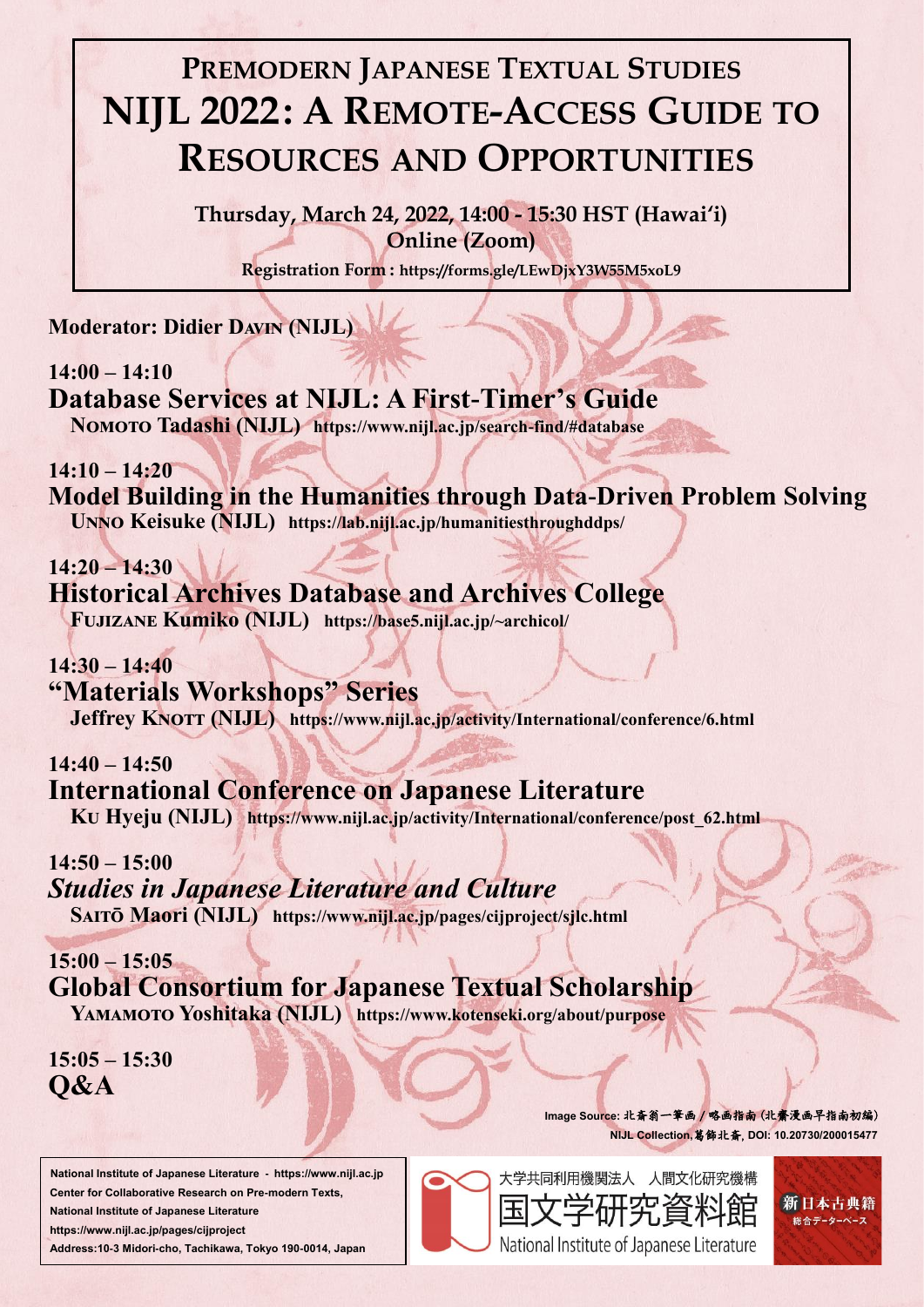# PREMODERN JAPANESE TEXTUAL STUDIES
# NIJL 2022: A REMOTE-ACCESS GUIDE TO RESOURCES AND OPPORTUNITIES

**Thursday, March 24, 2022, 14:00 - 15:30 HST (Hawaiʻi)**
**Online (Zoom)**

**Registration Form : https://forms.gle/LEwDjxY3W55M5xoL9**

**Moderator: Didier DAVIN (NIJL)**

**14:00 – 14:10**
### Database Services at NIJL: A First-Timer's Guide
**NOMOTO Tadashi (NIJL)** **https://www.nijl.ac.jp/search-find/#database**

**14:10 – 14:20**
### Model Building in the Humanities through Data-Driven Problem Solving
**UNNO Keisuke (NIJL)** **https://lab.nijl.ac.jp/humanitiesthroughddps/**

**14:20 – 14:30**
### Historical Archives Database and Archives College
**FUJIZANE Kumiko (NIJL)** **https://base5.nijl.ac.jp/~archicol/**

**14:30 – 14:40**
### "Materials Workshops" Series
**Jeffrey KNOTT (NIJL)** **https://www.nijl.ac.jp/activity/International/conference/6.html**

**14:40 – 14:50**
### International Conference on Japanese Literature
**KU Hyeju (NIJL)** **https://www.nijl.ac.jp/activity/International/conference/post_62.html**

**14:50 – 15:00**
### *Studies in Japanese Literature and Culture*
**SAITŌ Maori (NIJL)** **https://www.nijl.ac.jp/pages/cijproject/sjlc.html**

**15:00 – 15:05**
### Global Consortium for Japanese Textual Scholarship
**YAMAMOTO Yoshitaka (NIJL)** **https://www.kotenseki.org/about/purpose**

**15:05 – 15:30**
### Q&A

Image Source: 北斎翁一筆画 / 略画指南 (北斎漫画早指南初編)
NIJL Collection, 葛飾北斎, DOI: 10.20730/200015477

National Institute of Japanese Literature - https://www.nijl.ac.jp
Center for Collaborative Research on Pre-modern Texts,
National Institute of Japanese Literature
https://www.nijl.ac.jp/pages/cijproject
Address:10-3 Midori-cho, Tachikawa, Tokyo 190-0014, Japan

大学共同利用機関法人 人間文化研究機構
国文学研究資料館
National Institute of Japanese Literature

新日本古典籍
総合データベース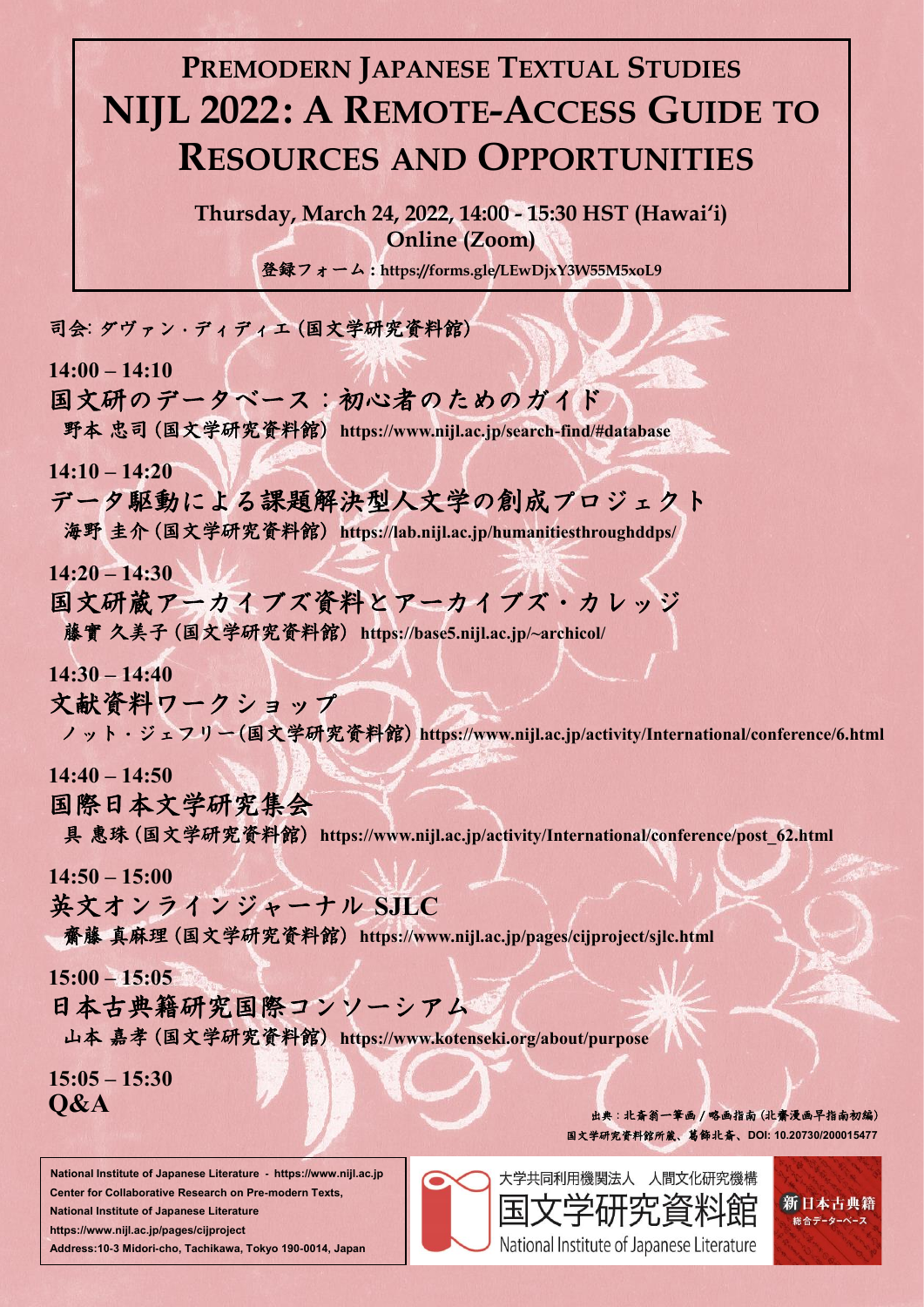# PREMODERN JAPANESE TEXTUAL STUDIES
# NIJL 2022: A REMOTE-ACCESS GUIDE TO RESOURCES AND OPPORTUNITIES

**Thursday, March 24, 2022, 14:00 - 15:30 HST (Hawai'i)**
**Online (Zoom)**

登録フォーム：https://forms.gle/LEwDjxY3W55M5xoL9

司会: ダヴァン・ディディエ（国文学研究資料館）

**14:00 – 14:10**
国文研のデータベース：初心者のためのガイド
野本 忠司（国文学研究資料館） https://www.nijl.ac.jp/search-find/#database

**14:10 – 14:20**
データ駆動による課題解決型人文学の創成プロジェクト
海野 圭介（国文学研究資料館） https://lab.nijl.ac.jp/humanitiesthroughddps/

**14:20 – 14:30**
国文研蔵アーカイブズ資料とアーカイブズ・カレッジ
藤實 久美子（国文学研究資料館） https://base5.nijl.ac.jp/~archicol/

**14:30 – 14:40**
文献資料ワークショップ
ノット・ジェフリー（国文学研究資料館） https://www.nijl.ac.jp/activity/International/conference/6.html

**14:40 – 14:50**
国際日本文学研究集会
具 恵珠（国文学研究資料館） https://www.nijl.ac.jp/activity/International/conference/post_62.html

**14:50 – 15:00**
英文オンラインジャーナル SJLC
齋藤 真麻理（国文学研究資料館） https://www.nijl.ac.jp/pages/cijproject/sjlc.html

**15:00 – 15:05**
日本古典籍研究国際コンソーシアム
山本 嘉孝（国文学研究資料館） https://www.kotenseki.org/about/purpose

**15:05 – 15:30**
**Q&A**

出典：北斎翁一筆画 / 略画指南（北齋漫画早指南初編）
国文学研究資料館所蔵、葛飾北斎、DOI: 10.20730/200015477

National Institute of Japanese Literature - https://www.nijl.ac.jp
Center for Collaborative Research on Pre-modern Texts,
National Institute of Japanese Literature
https://www.nijl.ac.jp/pages/cijproject
Address:10-3 Midori-cho, Tachikawa, Tokyo 190-0014, Japan

大学共同利用機関法人 人間文化研究機構
国文学研究資料館
National Institute of Japanese Literature

新日本古典籍
総合データベース